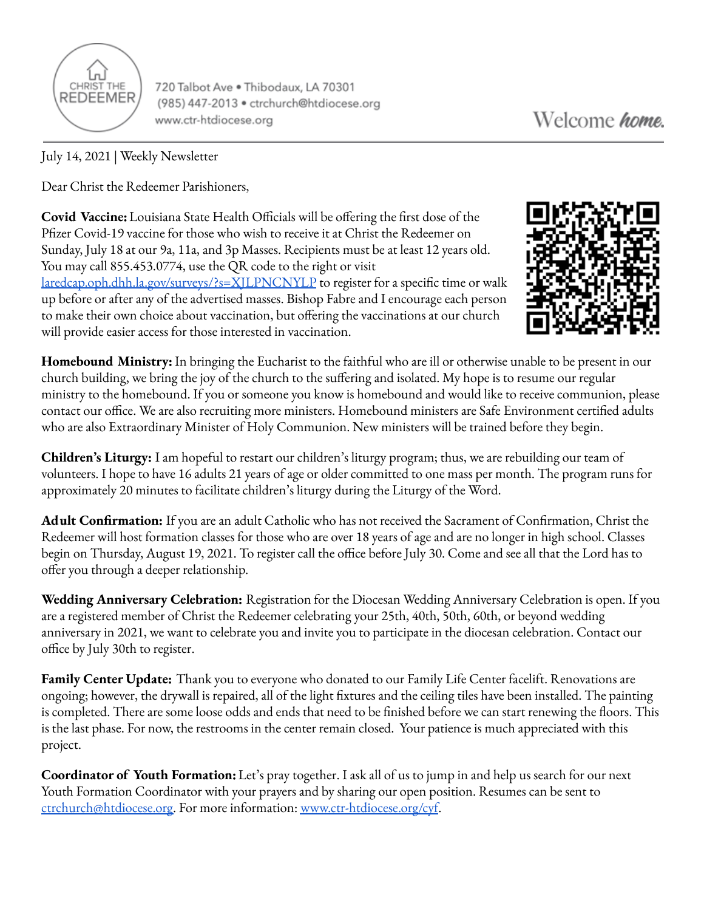CHRIST THE REDEEMER

720 Talbot Ave • Thibodaux, LA 70301
(985) 447-2013 • ctrchurch@htdiocese.org
www.ctr-htdiocese.org

Welcome *home.*

July 14, 2021 | Weekly Newsletter

Dear Christ the Redeemer Parishioners,

**Covid Vaccine:** Louisiana State Health Officials will be offering the first dose of the Pfizer Covid-19 vaccine for those who wish to receive it at Christ the Redeemer on Sunday, July 18 at our 9a, 11a, and 3p Masses. Recipients must be at least 12 years old. You may call 855.453.0774, use the QR code to the right or visit laredcap.oph.dhh.la.gov/surveys/?s=XJLPNCNYLP to register for a specific time or walk up before or after any of the advertised masses. Bishop Fabre and I encourage each person to make their own choice about vaccination, but offering the vaccinations at our church will provide easier access for those interested in vaccination.

**Homebound Ministry:** In bringing the Eucharist to the faithful who are ill or otherwise unable to be present in our church building, we bring the joy of the church to the suffering and isolated. My hope is to resume our regular ministry to the homebound. If you or someone you know is homebound and would like to receive communion, please contact our office. We are also recruiting more ministers. Homebound ministers are Safe Environment certified adults who are also Extraordinary Minister of Holy Communion. New ministers will be trained before they begin.

**Children's Liturgy:** I am hopeful to restart our children's liturgy program; thus, we are rebuilding our team of volunteers. I hope to have 16 adults 21 years of age or older committed to one mass per month. The program runs for approximately 20 minutes to facilitate children's liturgy during the Liturgy of the Word.

**Adult Confirmation:** If you are an adult Catholic who has not received the Sacrament of Confirmation, Christ the Redeemer will host formation classes for those who are over 18 years of age and are no longer in high school. Classes begin on Thursday, August 19, 2021. To register call the office before July 30. Come and see all that the Lord has to offer you through a deeper relationship.

**Wedding Anniversary Celebration:** Registration for the Diocesan Wedding Anniversary Celebration is open. If you are a registered member of Christ the Redeemer celebrating your 25th, 40th, 50th, 60th, or beyond wedding anniversary in 2021, we want to celebrate you and invite you to participate in the diocesan celebration. Contact our office by July 30th to register.

**Family Center Update:** Thank you to everyone who donated to our Family Life Center facelift. Renovations are ongoing; however, the drywall is repaired, all of the light fixtures and the ceiling tiles have been installed. The painting is completed. There are some loose odds and ends that need to be finished before we can start renewing the floors. This is the last phase. For now, the restrooms in the center remain closed. Your patience is much appreciated with this project.

**Coordinator of Youth Formation:** Let's pray together. I ask all of us to jump in and help us search for our next Youth Formation Coordinator with your prayers and by sharing our open position. Resumes can be sent to ctrchurch@htdiocese.org. For more information: www.ctr-htdiocese.org/cyf.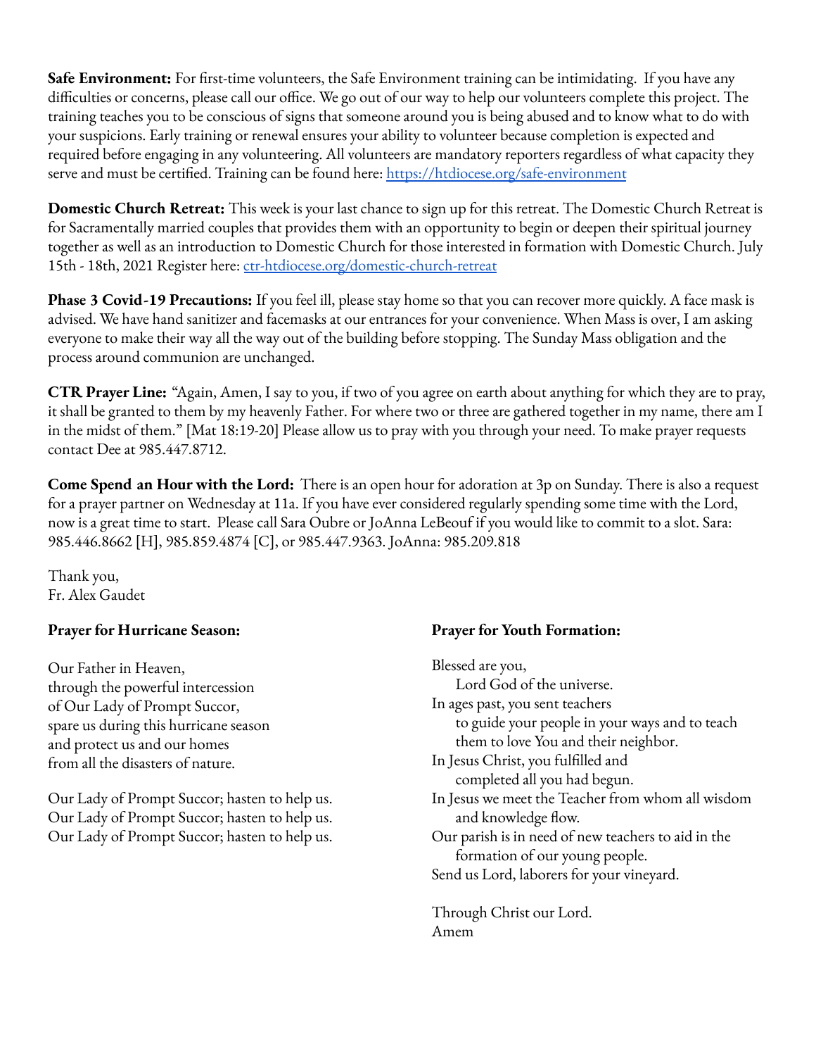**Safe Environment:** For first-time volunteers, the Safe Environment training can be intimidating. If you have any difficulties or concerns, please call our office. We go out of our way to help our volunteers complete this project. The training teaches you to be conscious of signs that someone around you is being abused and to know what to do with your suspicions. Early training or renewal ensures your ability to volunteer because completion is expected and required before engaging in any volunteering. All volunteers are mandatory reporters regardless of what capacity they serve and must be certified. Training can be found here: [https://htdiocese.org/safe-environment](https://htdiocese.org/safe-environment)

**Domestic Church Retreat:** This week is your last chance to sign up for this retreat. The Domestic Church Retreat is for Sacramentally married couples that provides them with an opportunity to begin or deepen their spiritual journey together as well as an introduction to Domestic Church for those interested in formation with Domestic Church. July 15th - 18th, 2021 Register here: [ctr-htdiocese.org/domestic-church-retreat](ctr-htdiocese.org/domestic-church-retreat)

**Phase 3 Covid-19 Precautions:** If you feel ill, please stay home so that you can recover more quickly. A face mask is advised. We have hand sanitizer and facemasks at our entrances for your convenience. When Mass is over, I am asking everyone to make their way all the way out of the building before stopping. The Sunday Mass obligation and the process around communion are unchanged.

**CTR Prayer Line:** "Again, Amen, I say to you, if two of you agree on earth about anything for which they are to pray, it shall be granted to them by my heavenly Father. For where two or three are gathered together in my name, there am I in the midst of them." [Mat 18:19-20] Please allow us to pray with you through your need. To make prayer requests contact Dee at 985.447.8712.

**Come Spend an Hour with the Lord:** There is an open hour for adoration at 3p on Sunday. There is also a request for a prayer partner on Wednesday at 11a. If you have ever considered regularly spending some time with the Lord, now is a great time to start. Please call Sara Oubre or JoAnna LeBeouf if you would like to commit to a slot. Sara: 985.446.8662 [H], 985.859.4874 [C], or 985.447.9363. JoAnna: 985.209.818

Thank you,
Fr. Alex Gaudet

**Prayer for Hurricane Season:**

Our Father in Heaven,
through the powerful intercession
of Our Lady of Prompt Succor,
spare us during this hurricane season
and protect us and our homes
from all the disasters of nature.

Our Lady of Prompt Succor; hasten to help us.
Our Lady of Prompt Succor; hasten to help us.
Our Lady of Prompt Succor; hasten to help us.

**Prayer for Youth Formation:**

Blessed are you,
Lord God of the universe.
In ages past, you sent teachers
to guide your people in your ways and to teach them to love You and their neighbor.
In Jesus Christ, you fulfilled and
completed all you had begun.
In Jesus we meet the Teacher from whom all wisdom and knowledge flow.
Our parish is in need of new teachers to aid in the formation of our young people.
Send us Lord, laborers for your vineyard.

Through Christ our Lord.
Amem